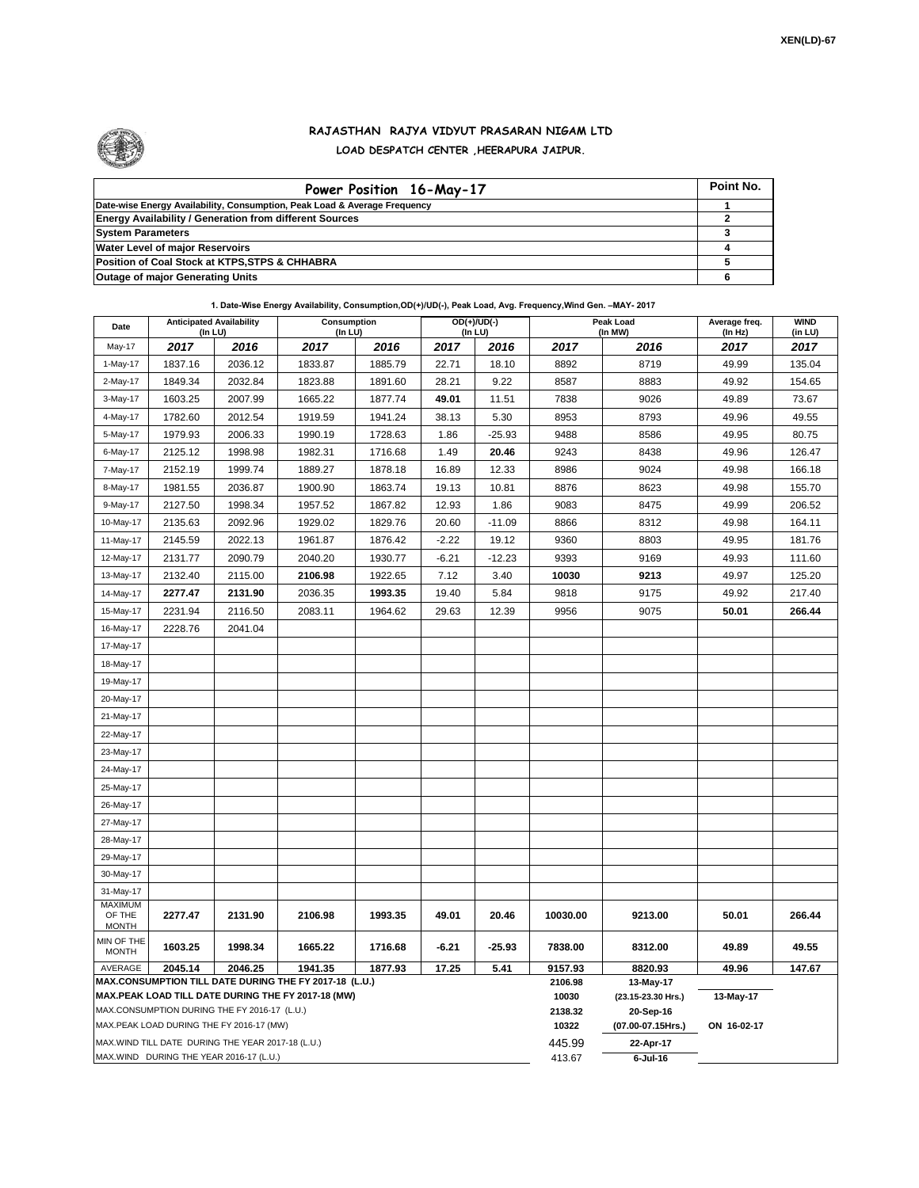XEN(LD)-67

# RAJASTHAN RAJYA VIDYUT PRASARAN NIGAM LTD

## LOAD DESPATCH CENTER ,HEERAPURA JAIPUR.

| Power Position 16-May-17 | Point No. |
|---|---|
| Date-wise Energy Availability, Consumption, Peak Load & Average Frequency | 1 |
| Energy Availability / Generation from different Sources | 2 |
| System Parameters | 3 |
| Water Level of major Reservoirs | 4 |
| Position of Coal Stock at KTPS,STPS & CHHABRA | 5 |
| Outage of major Generating Units | 6 |

**1. Date-Wise Energy Availability, Consumption,OD(+)/UD(-), Peak Load, Avg. Frequency,Wind Gen. –MAY- 2017**

| Date | Anticipated Availability (In LU) | | Consumption (In LU) | | OD(+)/UD(-) (In LU) | | Peak Load (In MW) | | Average freq. (In Hz) | WIND (in LU) |
|---|---|---|---|---|---|---|---|---|---|---|
| May-17 | 2017 | 2016 | 2017 | 2016 | 2017 | 2016 | 2017 | 2016 | 2017 | 2017 |
| 1-May-17 | 1837.16 | 2036.12 | 1833.87 | 1885.79 | 22.71 | 18.10 | 8892 | 8719 | 49.99 | 135.04 |
| 2-May-17 | 1849.34 | 2032.84 | 1823.88 | 1891.60 | 28.21 | 9.22 | 8587 | 8883 | 49.92 | 154.65 |
| 3-May-17 | 1603.25 | 2007.99 | 1665.22 | 1877.74 | **49.01** | 11.51 | 7838 | 9026 | 49.89 | 73.67 |
| 4-May-17 | 1782.60 | 2012.54 | 1919.59 | 1941.24 | 38.13 | 5.30 | 8953 | 8793 | 49.96 | 49.55 |
| 5-May-17 | 1979.93 | 2006.33 | 1990.19 | 1728.63 | 1.86 | -25.93 | 9488 | 8586 | 49.95 | 80.75 |
| 6-May-17 | 2125.12 | 1998.98 | 1982.31 | 1716.68 | 1.49 | **20.46** | 9243 | 8438 | 49.96 | 126.47 |
| 7-May-17 | 2152.19 | 1999.74 | 1889.27 | 1878.18 | 16.89 | 12.33 | 8986 | 9024 | 49.98 | 166.18 |
| 8-May-17 | 1981.55 | 2036.87 | 1900.90 | 1863.74 | 19.13 | 10.81 | 8876 | 8623 | 49.98 | 155.70 |
| 9-May-17 | 2127.50 | 1998.34 | 1957.52 | 1867.82 | 12.93 | 1.86 | 9083 | 8475 | 49.99 | 206.52 |
| 10-May-17 | 2135.63 | 2092.96 | 1929.02 | 1829.76 | 20.60 | -11.09 | 8866 | 8312 | 49.98 | 164.11 |
| 11-May-17 | 2145.59 | 2022.13 | 1961.87 | 1876.42 | -2.22 | 19.12 | 9360 | 8803 | 49.95 | 181.76 |
| 12-May-17 | 2131.77 | 2090.79 | 2040.20 | 1930.77 | -6.21 | -12.23 | 9393 | 9169 | 49.93 | 111.60 |
| 13-May-17 | 2132.40 | 2115.00 | **2106.98** | 1922.65 | 7.12 | 3.40 | **10030** | **9213** | 49.97 | 125.20 |
| 14-May-17 | **2277.47** | **2131.90** | 2036.35 | **1993.35** | 19.40 | 5.84 | 9818 | 9175 | 49.92 | 217.40 |
| 15-May-17 | 2231.94 | 2116.50 | 2083.11 | 1964.62 | 29.63 | 12.39 | 9956 | 9075 | **50.01** | **266.44** |
| 16-May-17 | 2228.76 | 2041.04 | | | | | | | | |
| 17-May-17 | | | | | | | | | | |
| 18-May-17 | | | | | | | | | | |
| 19-May-17 | | | | | | | | | | |
| 20-May-17 | | | | | | | | | | |
| 21-May-17 | | | | | | | | | | |
| 22-May-17 | | | | | | | | | | |
| 23-May-17 | | | | | | | | | | |
| 24-May-17 | | | | | | | | | | |
| 25-May-17 | | | | | | | | | | |
| 26-May-17 | | | | | | | | | | |
| 27-May-17 | | | | | | | | | | |
| 28-May-17 | | | | | | | | | | |
| 29-May-17 | | | | | | | | | | |
| 30-May-17 | | | | | | | | | | |
| 31-May-17 | | | | | | | | | | |
| MAXIMUM OF THE MONTH | 2277.47 | 2131.90 | 2106.98 | 1993.35 | 49.01 | 20.46 | 10030.00 | 9213.00 | 50.01 | 266.44 |
| MIN OF THE MONTH | 1603.25 | 1998.34 | 1665.22 | 1716.68 | -6.21 | -25.93 | 7838.00 | 8312.00 | 49.89 | 49.55 |
| AVERAGE | 2045.14 | 2046.25 | 1941.35 | 1877.93 | 17.25 | 5.41 | 9157.93 | 8820.93 | 49.96 | 147.67 |
| MAX.CONSUMPTION TILL DATE DURING THE FY 2017-18 (L.U.) | | | | | | | 2106.98 | 13-May-17 | | |
| MAX.PEAK LOAD TILL DATE DURING THE FY 2017-18 (MW) | | | | | | | 10030 | (23.15-23.30 Hrs.) | 13-May-17 | |
| MAX.CONSUMPTION DURING THE FY 2016-17 (L.U.) | | | | | | | 2138.32 | 20-Sep-16 | | |
| MAX.PEAK LOAD DURING THE FY 2016-17 (MW) | | | | | | | 10322 | (07.00-07.15Hrs.) | ON 16-02-17 | |
| MAX.WIND TILL DATE DURING THE YEAR 2017-18 (L.U.) | | | | | | | 445.99 | 22-Apr-17 | | |
| MAX.WIND DURING THE YEAR 2016-17 (L.U.) | | | | | | | 413.67 | 6-Jul-16 | | |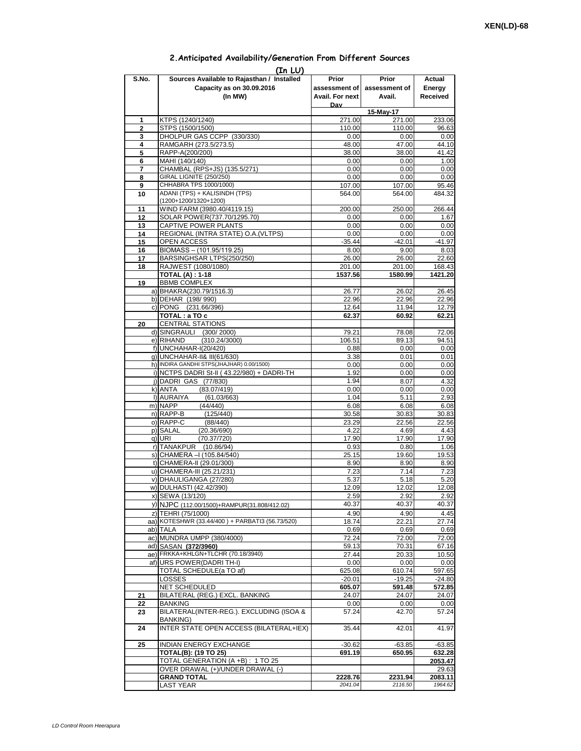XEN(LD)-68

## 2.Anticipated Availability/Generation From Different Sources

**(In LU)**

| S.No. | Sources Available to Rajasthan / Installed Capacity as on 30.09.2016 (In MW) | Prior assessment of Avail. For next Day | Prior assessment of Avail. | Actual Energy Received |
|---|---|---|---|---|
| | | | 15-May-17 | |
| 1 | KTPS (1240/1240) | 271.00 | 271.00 | 233.06 |
| 2 | STPS (1500/1500) | 110.00 | 110.00 | 96.63 |
| 3 | DHOLPUR GAS CCPP (330/330) | 0.00 | 0.00 | 0.00 |
| 4 | RAMGARH (273.5/273.5) | 48.00 | 47.00 | 44.10 |
| 5 | RAPP-A(200/200) | 38.00 | 38.00 | 41.42 |
| 6 | MAHI (140/140) | 0.00 | 0.00 | 1.00 |
| 7 | CHAMBAL (RPS+JS) (135.5/271) | 0.00 | 0.00 | 0.00 |
| 8 | GIRAL LIGNITE (250/250) | 0.00 | 0.00 | 0.00 |
| 9 | CHHABRA TPS 1000/1000) | 107.00 | 107.00 | 95.46 |
| 10 | ADANI (TPS) + KALISINDH (TPS) (1200+1200/1320+1200) | 564.00 | 564.00 | 484.32 |
| 11 | WIND FARM (3980.40/4119.15) | 200.00 | 250.00 | 266.44 |
| 12 | SOLAR POWER(737.70/1295.70) | 0.00 | 0.00 | 1.67 |
| 13 | CAPTIVE POWER PLANTS | 0.00 | 0.00 | 0.00 |
| 14 | REGIONAL (INTRA STATE) O.A.(VLTPS) | 0.00 | 0.00 | 0.00 |
| 15 | OPEN ACCESS | -35.44 | -42.01 | -41.97 |
| 16 | BIOMASS – (101.95/119.25) | 8.00 | 9.00 | 8.03 |
| 17 | BARSINGHSAR LTPS(250/250) | 26.00 | 26.00 | 22.60 |
| 18 | RAJWEST (1080/1080) | 201.00 | 201.00 | 168.43 |
| | **TOTAL (A) : 1-18** | **1537.56** | **1580.99** | **1421.20** |
| 19 | BBMB COMPLEX | | | |
| | a) BHAKRA(230.79/1516.3) | 26.77 | 26.02 | 26.45 |
| | b) DEHAR (198/ 990) | 22.96 | 22.96 | 22.96 |
| | c) PONG (231.66/396) | 12.64 | 11.94 | 12.79 |
| | **TOTAL : a TO c** | **62.37** | **60.92** | **62.21** |
| 20 | CENTRAL STATIONS | | | |
| | d) SINGRAULI (300/ 2000) | 79.21 | 78.08 | 72.06 |
| | e) RIHAND (310.24/3000) | 106.51 | 89.13 | 94.51 |
| | f) UNCHAHAR-I(20/420) | 0.88 | 0.00 | 0.00 |
| | g) UNCHAHAR-II& III(61/630) | 3.38 | 0.01 | 0.01 |
| | h) INDIRA GANDHI STPS(JHAJHAR) 0.00/1500) | 0.00 | 0.00 | 0.00 |
| | i) NCTPS DADRI St-II ( 43.22/980) + DADRI-TH | 1.92 | 0.00 | 0.00 |
| | j) DADRI GAS (77/830) | 1.94 | 8.07 | 4.32 |
| | k) ANTA (83.07/419) | 0.00 | 0.00 | 0.00 |
| | l) AURAIYA (61.03/663) | 1.04 | 5.11 | 2.93 |
| | m) NAPP (44/440) | 6.08 | 6.08 | 6.08 |
| | n) RAPP-B (125/440) | 30.58 | 30.83 | 30.83 |
| | o) RAPP-C (88/440) | 23.29 | 22.56 | 22.56 |
| | p) SALAL (20.36/690) | 4.22 | 4.69 | 4.43 |
| | q) URI (70.37/720) | 17.90 | 17.90 | 17.90 |
| | r) TANAKPUR (10.86/94) | 0.93 | 0.80 | 1.06 |
| | s) CHAMERA –I (105.84/540) | 25.15 | 19.60 | 19.53 |
| | t) CHAMERA-II (29.01/300) | 8.90 | 8.90 | 8.90 |
| | u) CHAMERA-III (25.21/231) | 7.23 | 7.14 | 7.23 |
| | v) DHAULIGANGA (27/280) | 5.37 | 5.18 | 5.20 |
| | w) DULHASTI (42.42/390) | 12.09 | 12.02 | 12.08 |
| | x) SEWA (13/120) | 2.59 | 2.92 | 2.92 |
| | y) NJPC (112.00/1500)+RAMPUR(31.808/412.02) | 40.37 | 40.37 | 40.37 |
| | z) TEHRI (75/1000) | 4.90 | 4.90 | 4.45 |
| | aa) KOTESHWR (33.44/400 ) + PARBATI3 (56.73/520) | 18.74 | 22.21 | 27.74 |
| | ab) TALA | 0.69 | 0.69 | 0.69 |
| | ac) MUNDRA UMPP (380/4000) | 72.24 | 72.00 | 72.00 |
| | ad) SASAN **(372/3960)** | 59.13 | 70.31 | 67.16 |
| | ae) FRKKA+KHLGN+TLCHR (70.18/3940) | 27.44 | 20.33 | 10.50 |
| | af) URS POWER(DADRI TH-I) | 0.00 | 0.00 | 0.00 |
| | TOTAL SCHEDULE(a TO af) | 625.08 | 610.74 | 597.65 |
| | LOSSES | -20.01 | -19.25 | -24.80 |
| | NET SCHEDULED | **605.07** | **591.48** | **572.85** |
| 21 | BILATERAL (REG.) EXCL. BANKING | 24.07 | 24.07 | 24.07 |
| 22 | BANKING | 0.00 | 0.00 | 0.00 |
| 23 | BILATERAL(INTER-REG.). EXCLUDING (ISOA & BANKING) | 57.24 | 42.70 | 57.24 |
| 24 | INTER STATE OPEN ACCESS (BILATERAL+IEX) | 35.44 | 42.01 | 41.97 |
| 25 | INDIAN ENERGY EXCHANGE | -30.62 | -63.85 | -63.85 |
| | **TOTAL(B): (19 TO 25)** | **691.19** | **650.95** | **632.28** |
| | TOTAL GENERATION (A +B) : 1 TO 25 | | | **2053.47** |
| | OVER DRAWAL (+)/UNDER DRAWAL (-) | | | 29.63 |
| | **GRAND TOTAL** | **2228.76** | **2231.94** | **2083.11** |
| | LAST YEAR | *2041.04* | *2116.50* | *1964.62* |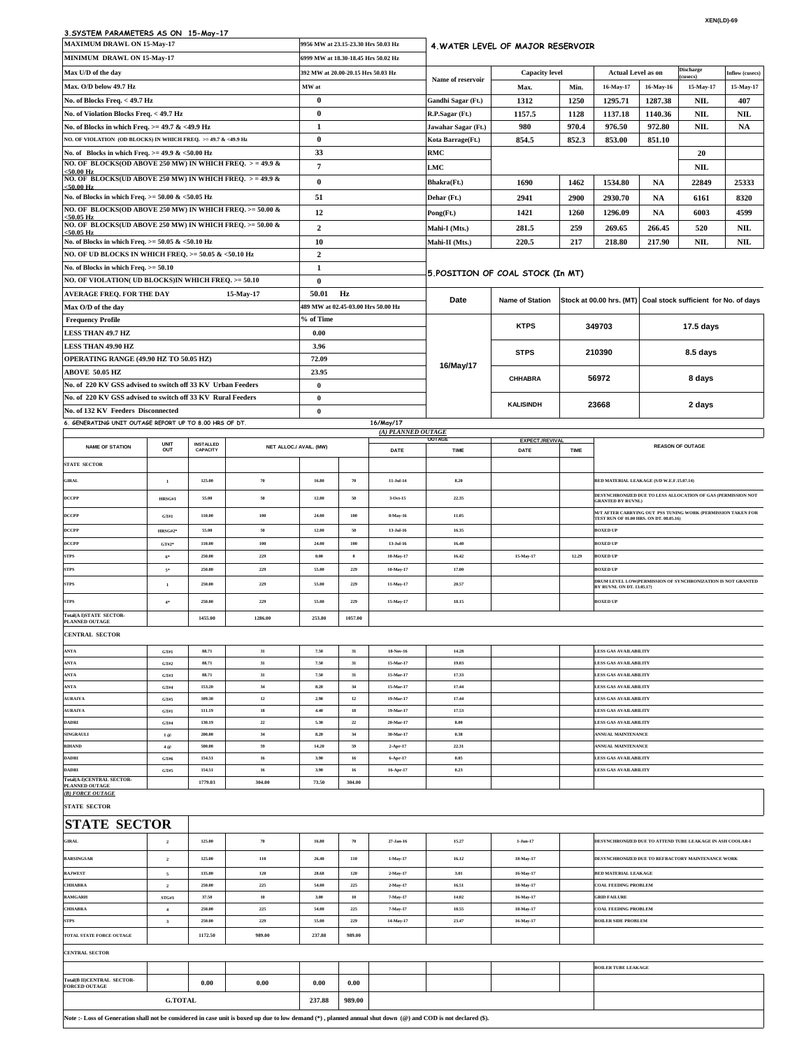XEN(LD)-69

## 3.SYSTEM PARAMETERS AS ON 15-May-17

| | | |
|---|---|---|
| MAXIMUM DRAWL ON 15-May-17 | | 9956 MW at 23.15-23.30 Hrs 50.03 Hz |
| MINIMUM DRAWL ON 15-May-17 | | 6999 MW at 18.30-18.45 Hrs 50.02 Hz |
| Max U/D of the day | | 392 MW at 20.00-20.15 Hrs 50.03 Hz |
| Max. O/D below 49.7 Hz | | MW at |
| No. of Blocks Freq. < 49.7 Hz | | 0 |
| No. of Violation Blocks Freq. < 49.7 Hz | | 0 |
| No. of Blocks in which Freq. >= 49.7 & <49.9 Hz | | 1 |
| NO. OF VIOLATION (OD BLOCKS) IN WHICH FREQ. >= 49.7 & <49.9 Hz | | 0 |
| No. of Blocks in which Freq. >= 49.9 & <50.00 Hz | | 33 |
| NO. OF BLOCKS(OD ABOVE 250 MW) IN WHICH FREQ. > = 49.9 & <50.00 Hz | | 7 |
| NO. OF BLOCKS(UD ABOVE 250 MW) IN WHICH FREQ. > = 49.9 & <50.00 Hz | | 0 |
| No. of Blocks in which Freq. >= 50.00 & <50.05 Hz | | 51 |
| NO. OF BLOCKS(OD ABOVE 250 MW) IN WHICH FREQ. >= 50.00 & <50.05 Hz | | 12 |
| NO. OF BLOCKS(UD ABOVE 250 MW) IN WHICH FREQ. >= 50.00 & <50.05 Hz | | 2 |
| No. of Blocks in which Freq. >= 50.05 & <50.10 Hz | | 10 |
| NO. OF UD BLOCKS IN WHICH FREQ. >= 50.05 & <50.10 Hz | | 2 |
| No. of Blocks in which Freq. >= 50.10 | | 1 |
| NO. OF VIOLATION( UD BLOCKS)IN WHICH FREQ. >= 50.10 | | 0 |
| AVERAGE FREQ. FOR THE DAY | 15-May-17 | 50.01 Hz |
| Max O/D of the day | | 489 MW at 02.45-03.00 Hrs 50.00 Hz |
| Frequency Profile | | % of Time |
| LESS THAN 49.7 HZ | | 0.00 |
| LESS THAN 49.90 HZ | | 3.96 |
| OPERATING RANGE (49.90 HZ TO 50.05 HZ) | | 72.09 |
| ABOVE 50.05 HZ | | 23.95 |
| No. of 220 KV GSS advised to switch off 33 KV Urban Feeders | | 0 |
| No. of 220 KV GSS advised to switch off 33 KV Rural Feeders | | 0 |
| No. of 132 KV Feeders Disconnected | | 0 |

## 4.WATER LEVEL OF MAJOR RESERVOIR

| Name of reservoir | Capacity level | | Actual Level as on | | Discharge (cusecs) | Inflow (cusecs) |
|---|---|---|---|---|---|---|
| | Max. | Min. | 16-May-17 | 16-May-16 | 15-May-17 | 15-May-17 |
| Gandhi Sagar (Ft.) | 1312 | 1250 | 1295.71 | 1287.38 | NIL | 407 |
| R.P.Sagar (Ft.) | 1157.5 | 1128 | 1137.18 | 1140.36 | NIL | NIL |
| Jawahar Sagar (Ft.) | 980 | 970.4 | 976.50 | 972.80 | NIL | NA |
| Kota Barrage(Ft.) | 854.5 | 852.3 | 853.00 | 851.10 | | |
| RMC | | | | | 20 | |
| LMC | | | | | NIL | |
| Bhakra(Ft.) | 1690 | 1462 | 1534.80 | NA | 22849 | 25333 |
| Dehar (Ft.) | 2941 | 2900 | 2930.70 | NA | 6161 | 8320 |
| Pong(Ft.) | 1421 | 1260 | 1296.09 | NA | 6003 | 4599 |
| Mahi-I (Mts.) | 281.5 | 259 | 269.65 | 266.45 | 520 | NIL |
| Mahi-II (Mts.) | 220.5 | 217 | 218.80 | 217.90 | NIL | NIL |

## 5.POSITTION OF COAL STOCK (In MT)

| Date | Name of Station | Stock at 00.00 hrs. (MT) | Coal stock sufficient for No. of days |
|---|---|---|---|
| 16/May/17 | KTPS | 349703 | 17.5 days |
| | STPS | 210390 | 8.5 days |
| | CHHABRA | 56972 | 8 days |
| | KALISINDH | 23668 | 2 days |

## 6. GENERATING UNIT OUTAGE REPORT UP TO 8.00 HRS OF DT. 16/May/17

### (A) PLANNED OUTAGE

| NAME OF STATION | UNIT OUT | INSTALLED CAPACITY | NET ALLOC./ AVAIL. (MW) | | | OUTAGE DATE | OUTAGE TIME | EXPECT.REVIVAL DATE | EXPECT.REVIVAL TIME | REASON OF OUTAGE |
|---|---|---|---|---|---|---|---|---|---|---|
| STATE SECTOR | | | | | | | | | | |
| GIRAL | 1 | 125.00 | 70 | 16.80 | 70 | 11-Jul-14 | 8.20 | | | BED MATERIAL LEAKAGE (S/D W.E.F.15.07.14) |
| DCCPP | HRSG#1 | 55.00 | 50 | 12.00 | 50 | 3-Oct-15 | 22.35 | | | DESYNCHRONIZED DUE TO LESS ALLOCATION OF GAS (PERMISSION NOT GRANTED BY RUVNL) |
| DCCPP | GT#1 | 110.00 | 100 | 24.00 | 100 | 8-May-16 | 11.05 | | | M/T AFTER CARRYING OUT PSS TUNING WORK (PERMISSION TAKEN FOR TEST RUN OF 01.00 HRS. ON DT. 08.05.16) |
| DCCPP | HRSG#2* | 55.00 | 50 | 12.00 | 50 | 13-Jul-16 | 16.35 | | | BOXED UP |
| DCCPP | GT#2* | 110.00 | 100 | 24.00 | 100 | 13-Jul-16 | 16.40 | | | BOXED UP |
| STPS | 6* | 250.00 | 229 | 0.00 | 0 | 10-May-17 | 16.42 | 15-May-17 | 12.29 | BOXED UP |
| STPS | 5* | 250.00 | 229 | 55.00 | 229 | 10-May-17 | 17.00 | | | BOXED UP |
| STPS | 1 | 250.00 | 229 | 55.00 | 229 | 11-May-17 | 20.57 | | | DRUM LEVEL LOW(PERMISSION OF SYNCHRONIZATION IS NOT GRANTED BY RUVNL ON DT. 13.05.17) |
| STPS | 4* | 250.00 | 229 | 55.00 | 229 | 15-May-17 | 18.15 | | | BOXED UP |
| Total(A I)STATE SECTOR-PLANNED OUTAGE | | 1455.00 | 1286.00 | 253.80 | 1057.00 | | | | | |
| CENTRAL SECTOR | | | | | | | | | | |
| ANTA | GT#1 | 88.71 | 31 | 7.50 | 31 | 18-Nov-16 | 14.28 | | | LESS GAS AVAILABILITY |
| ANTA | GT#2 | 88.71 | 31 | 7.50 | 31 | 15-Mar-17 | 19.03 | | | LESS GAS AVAILABILITY |
| ANTA | GT#3 | 88.71 | 31 | 7.50 | 31 | 15-Mar-17 | 17.33 | | | LESS GAS AVAILABILITY |
| ANTA | GT#4 | 153.20 | 34 | 8.20 | 34 | 15-Mar-17 | 17.44 | | | LESS GAS AVAILABILITY |
| AURAIYA | GT#5 | 109.30 | 12 | 2.90 | 12 | 19-Mar-17 | 17.44 | | | LESS GAS AVAILABILITY |
| AURAIYA | GT#1 | 111.19 | 18 | 4.40 | 18 | 19-Mar-17 | 17.53 | | | LESS GAS AVAILABILITY |
| DADRI | GT#4 | 130.19 | 22 | 5.30 | 22 | 20-Mar-17 | 8.00 | | | LESS GAS AVAILABILITY |
| SINGRAULI | 1 @ | 200.00 | 34 | 8.20 | 34 | 30-Mar-17 | 0.38 | | | ANNUAL MAINTENANCE |
| RIHAND | 4 @ | 500.00 | 59 | 14.20 | 59 | 2-Apr-17 | 22.31 | | | ANNUAL MAINTENANCE |
| DADRI | GT#6 | 154.51 | 16 | 3.90 | 16 | 6-Apr-17 | 0.05 | | | LESS GAS AVAILABILITY |
| DADRI | GT#5 | 154.51 | 16 | 3.90 | 16 | 16-Apr-17 | 0.23 | | | LESS GAS AVAILABILITY |
| Total(A-I)CENTRAL SECTOR-PLANNED OUTAGE | | 1779.03 | 304.00 | 73.50 | 304.00 | | | | | |

### (B) FORCE OUTAGE

| NAME OF STATION | UNIT OUT | INSTALLED CAPACITY | NET ALLOC./ AVAIL. (MW) | | | OUTAGE DATE | OUTAGE TIME | EXPECT.REVIVAL DATE | EXPECT.REVIVAL TIME | REASON OF OUTAGE |
|---|---|---|---|---|---|---|---|---|---|---|
| STATE SECTOR | | | | | | | | | | |
| GIRAL | 2 | 125.00 | 70 | 16.80 | 70 | 27-Jan-16 | 15.27 | 1-Jun-17 | | DESYNCHRONIZED DUE TO ATTEND TUBE LEAKAGE IN ASH COOLAR-I |
| BARSINGSAR | 2 | 125.00 | 110 | 26.40 | 110 | 1-May-17 | 16.12 | 18-May-17 | | DESYNCHRONIZED DUE TO REFRACTORY MAINTENANCE WORK |
| RAJWEST | 5 | 135.00 | 120 | 28.68 | 120 | 2-May-17 | 3.01 | 16-May-17 | | BED MATERIAL LEAKAGE |
| CHHABRA | 2 | 250.00 | 225 | 54.00 | 225 | 2-May-17 | 16.51 | 18-May-17 | | COAL FEEDING PROBLEM |
| RAMGARH | STG#1 | 37.50 | 10 | 3.00 | 10 | 7-May-17 | 14.02 | 16-May-17 | | GRID FAILURE |
| CHHABRA | 4 | 250.00 | 225 | 54.00 | 225 | 7-May-17 | 18.55 | 18-May-17 | | COAL FEEDING PROBLEM |
| STPS | 3 | 250.00 | 229 | 55.00 | 229 | 14-May-17 | 23.47 | 16-May-17 | | BOILER SIDE PROBLEM |
| TOTAL STATE FORCE OUTAGE | | 1172.50 | 989.00 | 237.88 | 989.00 | | | | | |
| CENTRAL SECTOR | | | | | | | | | | |
| | | | | | | | | | | BOILER TUBE LEAKAGE |
| Total(B II)CENTRAL SECTOR-FORCED OUTAGE | | 0.00 | 0.00 | 0.00 | 0.00 | | | | | |
| G.TOTAL | | | | 237.88 | 989.00 | | | | | |

Note :- Loss of Generation shall not be considered in case unit is boxed up due to low demand (*) , planned annual shut down (@) and COD is not declared ($).